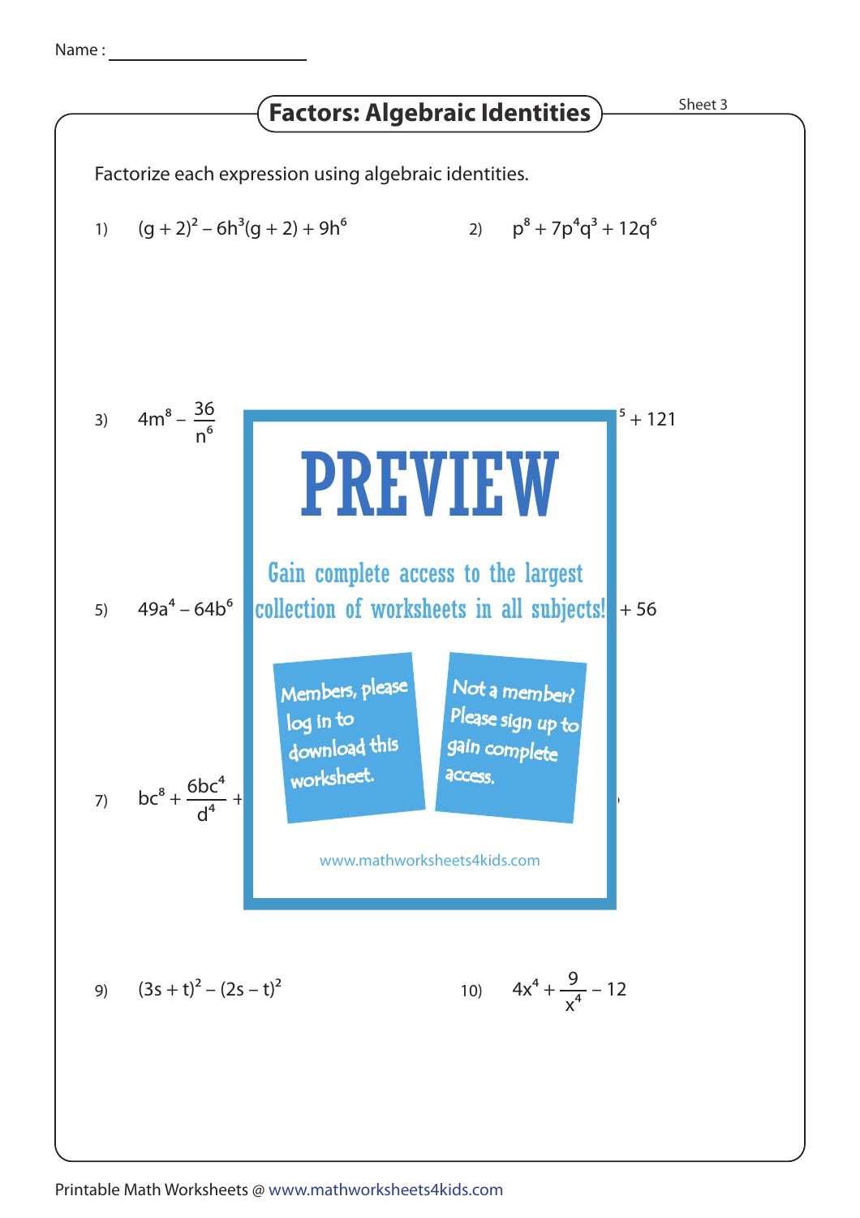Name : ____________________

# Factors: Algebraic Identities

Sheet 3

Factorize each expression using algebraic identities.

1) $(g + 2)^2 - 6h^3(g + 2) + 9h^6$

2) $p^8 + 7p^4q^3 + 12q^6$

3) $4m^8 - \frac{36}{n^6}$

4) $^5 + 121$

# PREVIEW

Gain complete access to the largest collection of worksheets in all subjects!

Members, please log in to download this worksheet.

Not a member? Please sign up to gain complete access.

www.mathworksheets4kids.com

5) $49a^4 - 64b^6$

6) $+ 56$

7) $bc^8 + \frac{6bc^4}{d^4} +$

9) $(3s + t)^2 - (2s - t)^2$

10) $4x^4 + \frac{9}{x^4} - 12$

Printable Math Worksheets @ www.mathworksheets4kids.com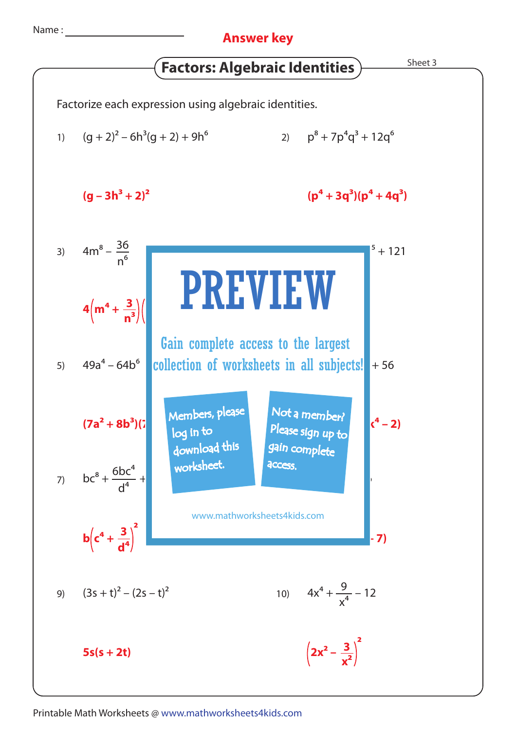Name : ____________________

**Answer key**

# Factors: Algebraic Identities

Sheet 3

Factorize each expression using algebraic identities.

1) $(g + 2)^2 - 6h^3(g + 2) + 9h^6$

**$(g - 3h^3 + 2)^2$**

2) $p^8 + 7p^4q^3 + 12q^6$

**$(p^4 + 3q^3)(p^4 + 4q^3)$**

3) $4m^8 - \frac{36}{n^6}$

**$4\left(m^4 + \frac{3}{n^3}\right)($**

$^5 + 121$

**PREVIEW**

Gain complete access to the largest collection of worksheets in all subjects!

Members, please log in to download this worksheet.

Not a member? Please sign up to gain complete access.

www.mathworksheets4kids.com

5) $49a^4 - 64b^6$

**$(7a^2 + 8b^3)($**

$+ 56$

**$x^4 - 2)$**

7) $bc^8 + \frac{6bc^4}{d^4} +$

**$b\left(c^4 + \frac{3}{d^4}\right)^2$**

**$- 7)$**

9) $(3s + t)^2 - (2s - t)^2$

**$5s(s + 2t)$**

10) $4x^4 + \frac{9}{x^4} - 12$

**$\left(2x^2 - \frac{3}{x^2}\right)^2$**

Printable Math Worksheets @ www.mathworksheets4kids.com